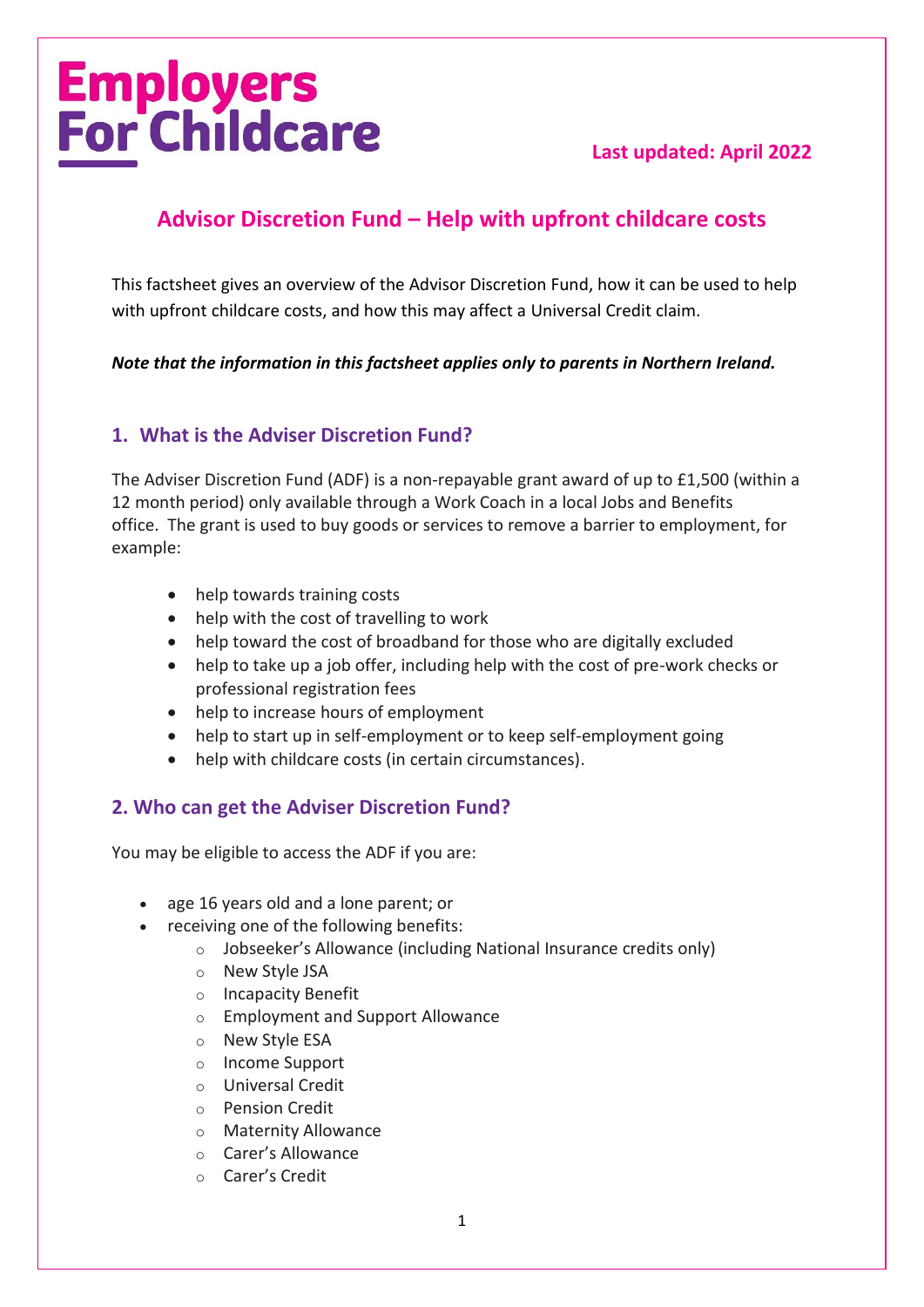Employers For Childcare

**Last updated: April 2022**

# Advisor Discretion Fund – Help with upfront childcare costs

This factsheet gives an overview of the Advisor Discretion Fund, how it can be used to help with upfront childcare costs, and how this may affect a Universal Credit claim.

***Note that the information in this factsheet applies only to parents in Northern Ireland.***

## 1. What is the Adviser Discretion Fund?

The Adviser Discretion Fund (ADF) is a non-repayable grant award of up to £1,500 (within a 12 month period) only available through a Work Coach in a local Jobs and Benefits office. The grant is used to buy goods or services to remove a barrier to employment, for example:

- help towards training costs
- help with the cost of travelling to work
- help toward the cost of broadband for those who are digitally excluded
- help to take up a job offer, including help with the cost of pre-work checks or professional registration fees
- help to increase hours of employment
- help to start up in self-employment or to keep self-employment going
- help with childcare costs (in certain circumstances).

## 2. Who can get the Adviser Discretion Fund?

You may be eligible to access the ADF if you are:

- age 16 years old and a lone parent; or
- receiving one of the following benefits:
  - Jobseeker's Allowance (including National Insurance credits only)
  - New Style JSA
  - Incapacity Benefit
  - Employment and Support Allowance
  - New Style ESA
  - Income Support
  - Universal Credit
  - Pension Credit
  - Maternity Allowance
  - Carer's Allowance
  - Carer's Credit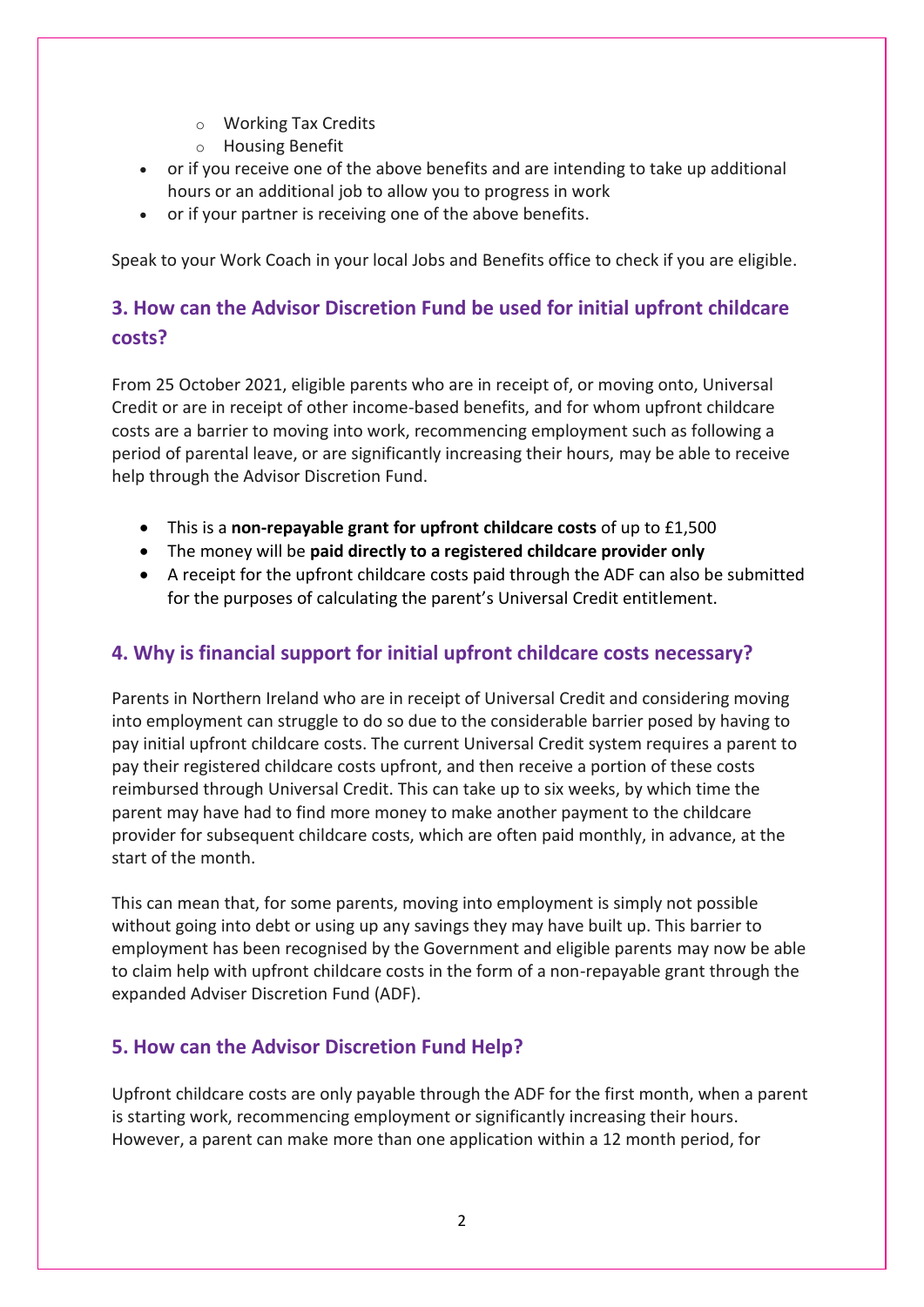- Working Tax Credits
  - Housing Benefit
- or if you receive one of the above benefits and are intending to take up additional hours or an additional job to allow you to progress in work
- or if your partner is receiving one of the above benefits.

Speak to your Work Coach in your local Jobs and Benefits office to check if you are eligible.

## 3. How can the Advisor Discretion Fund be used for initial upfront childcare costs?

From 25 October 2021, eligible parents who are in receipt of, or moving onto, Universal Credit or are in receipt of other income-based benefits, and for whom upfront childcare costs are a barrier to moving into work, recommencing employment such as following a period of parental leave, or are significantly increasing their hours, may be able to receive help through the Advisor Discretion Fund.

- This is a **non-repayable grant for upfront childcare costs** of up to £1,500
- The money will be **paid directly to a registered childcare provider only**
- A receipt for the upfront childcare costs paid through the ADF can also be submitted for the purposes of calculating the parent's Universal Credit entitlement.

## 4. Why is financial support for initial upfront childcare costs necessary?

Parents in Northern Ireland who are in receipt of Universal Credit and considering moving into employment can struggle to do so due to the considerable barrier posed by having to pay initial upfront childcare costs. The current Universal Credit system requires a parent to pay their registered childcare costs upfront, and then receive a portion of these costs reimbursed through Universal Credit. This can take up to six weeks, by which time the parent may have had to find more money to make another payment to the childcare provider for subsequent childcare costs, which are often paid monthly, in advance, at the start of the month.

This can mean that, for some parents, moving into employment is simply not possible without going into debt or using up any savings they may have built up. This barrier to employment has been recognised by the Government and eligible parents may now be able to claim help with upfront childcare costs in the form of a non-repayable grant through the expanded Adviser Discretion Fund (ADF).

## 5. How can the Advisor Discretion Fund Help?

Upfront childcare costs are only payable through the ADF for the first month, when a parent is starting work, recommencing employment or significantly increasing their hours. However, a parent can make more than one application within a 12 month period, for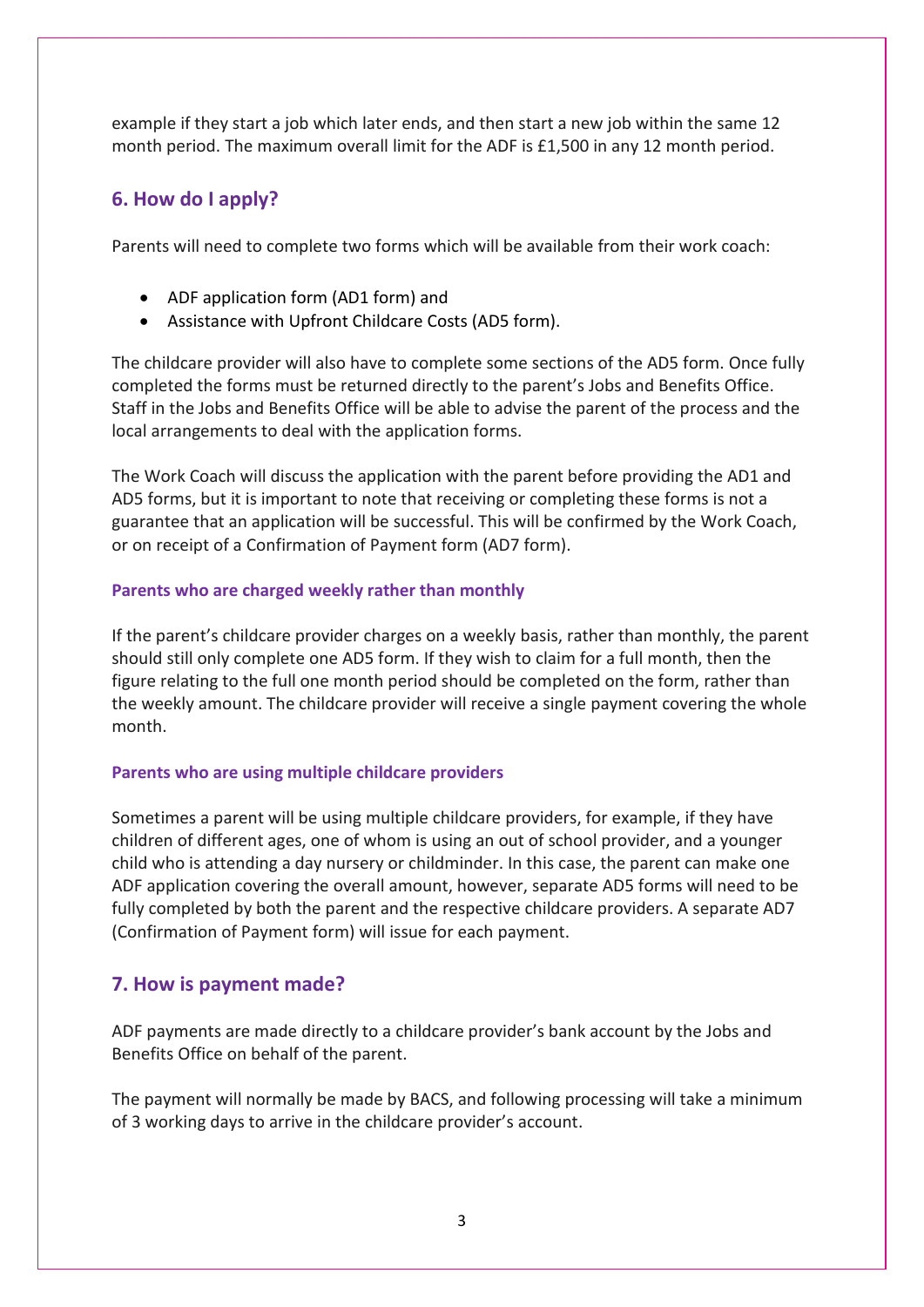example if they start a job which later ends, and then start a new job within the same 12 month period. The maximum overall limit for the ADF is £1,500 in any 12 month period.

## 6. How do I apply?

Parents will need to complete two forms which will be available from their work coach:

- ADF application form (AD1 form) and
- Assistance with Upfront Childcare Costs (AD5 form).

The childcare provider will also have to complete some sections of the AD5 form. Once fully completed the forms must be returned directly to the parent's Jobs and Benefits Office. Staff in the Jobs and Benefits Office will be able to advise the parent of the process and the local arrangements to deal with the application forms.

The Work Coach will discuss the application with the parent before providing the AD1 and AD5 forms, but it is important to note that receiving or completing these forms is not a guarantee that an application will be successful. This will be confirmed by the Work Coach, or on receipt of a Confirmation of Payment form (AD7 form).

#### Parents who are charged weekly rather than monthly

If the parent's childcare provider charges on a weekly basis, rather than monthly, the parent should still only complete one AD5 form. If they wish to claim for a full month, then the figure relating to the full one month period should be completed on the form, rather than the weekly amount. The childcare provider will receive a single payment covering the whole month.

#### Parents who are using multiple childcare providers

Sometimes a parent will be using multiple childcare providers, for example, if they have children of different ages, one of whom is using an out of school provider, and a younger child who is attending a day nursery or childminder. In this case, the parent can make one ADF application covering the overall amount, however, separate AD5 forms will need to be fully completed by both the parent and the respective childcare providers. A separate AD7 (Confirmation of Payment form) will issue for each payment.

## 7. How is payment made?

ADF payments are made directly to a childcare provider's bank account by the Jobs and Benefits Office on behalf of the parent.

The payment will normally be made by BACS, and following processing will take a minimum of 3 working days to arrive in the childcare provider's account.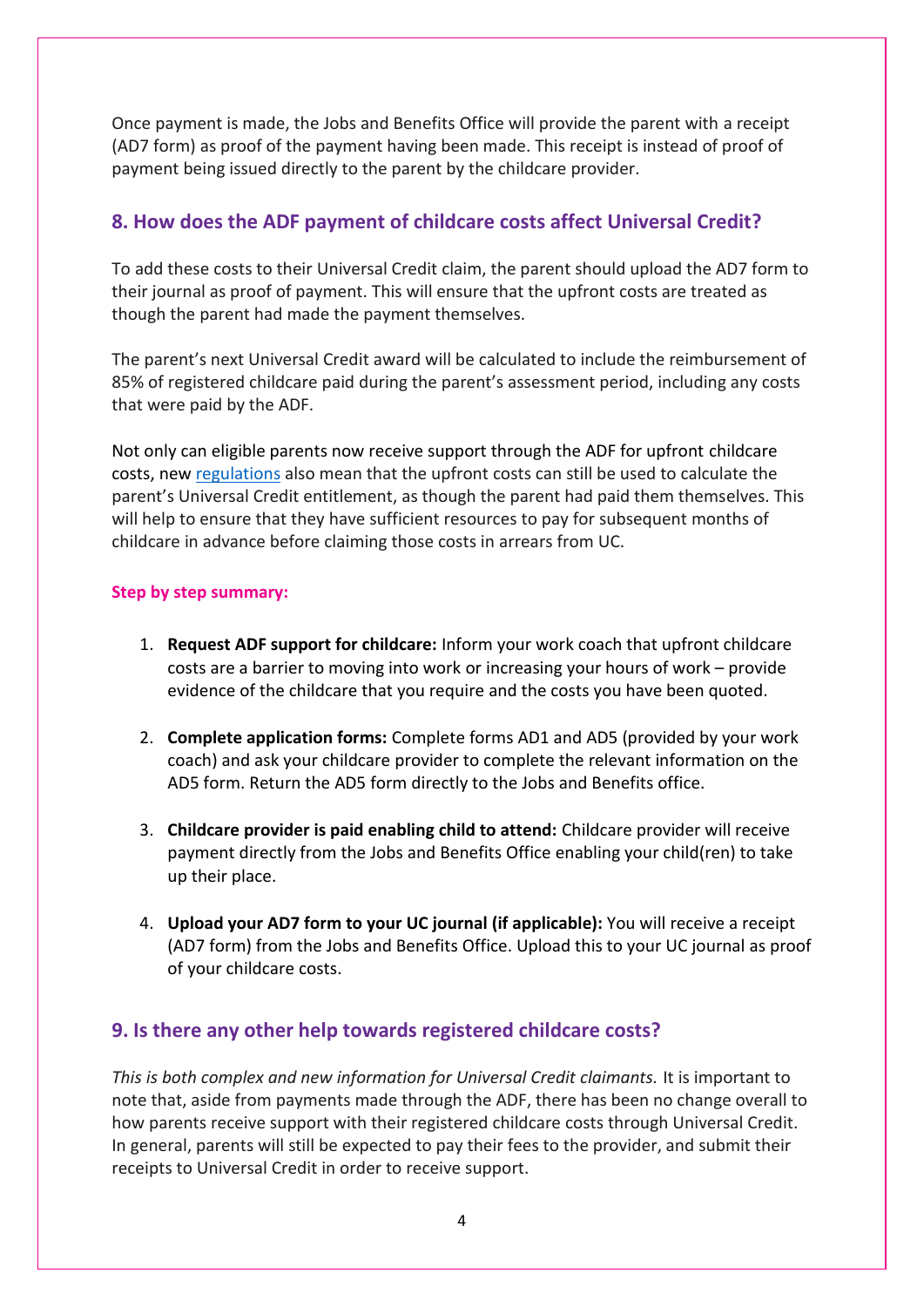Once payment is made, the Jobs and Benefits Office will provide the parent with a receipt (AD7 form) as proof of the payment having been made. This receipt is instead of proof of payment being issued directly to the parent by the childcare provider.

## 8. How does the ADF payment of childcare costs affect Universal Credit?

To add these costs to their Universal Credit claim, the parent should upload the AD7 form to their journal as proof of payment. This will ensure that the upfront costs are treated as though the parent had made the payment themselves.

The parent's next Universal Credit award will be calculated to include the reimbursement of 85% of registered childcare paid during the parent's assessment period, including any costs that were paid by the ADF.

Not only can eligible parents now receive support through the ADF for upfront childcare costs, new regulations also mean that the upfront costs can still be used to calculate the parent's Universal Credit entitlement, as though the parent had paid them themselves. This will help to ensure that they have sufficient resources to pay for subsequent months of childcare in advance before claiming those costs in arrears from UC.

**Step by step summary:**

1. **Request ADF support for childcare:** Inform your work coach that upfront childcare costs are a barrier to moving into work or increasing your hours of work – provide evidence of the childcare that you require and the costs you have been quoted.

2. **Complete application forms:** Complete forms AD1 and AD5 (provided by your work coach) and ask your childcare provider to complete the relevant information on the AD5 form. Return the AD5 form directly to the Jobs and Benefits office.

3. **Childcare provider is paid enabling child to attend:** Childcare provider will receive payment directly from the Jobs and Benefits Office enabling your child(ren) to take up their place.

4. **Upload your AD7 form to your UC journal (if applicable):** You will receive a receipt (AD7 form) from the Jobs and Benefits Office. Upload this to your UC journal as proof of your childcare costs.

## 9. Is there any other help towards registered childcare costs?

*This is both complex and new information for Universal Credit claimants.* It is important to note that, aside from payments made through the ADF, there has been no change overall to how parents receive support with their registered childcare costs through Universal Credit. In general, parents will still be expected to pay their fees to the provider, and submit their receipts to Universal Credit in order to receive support.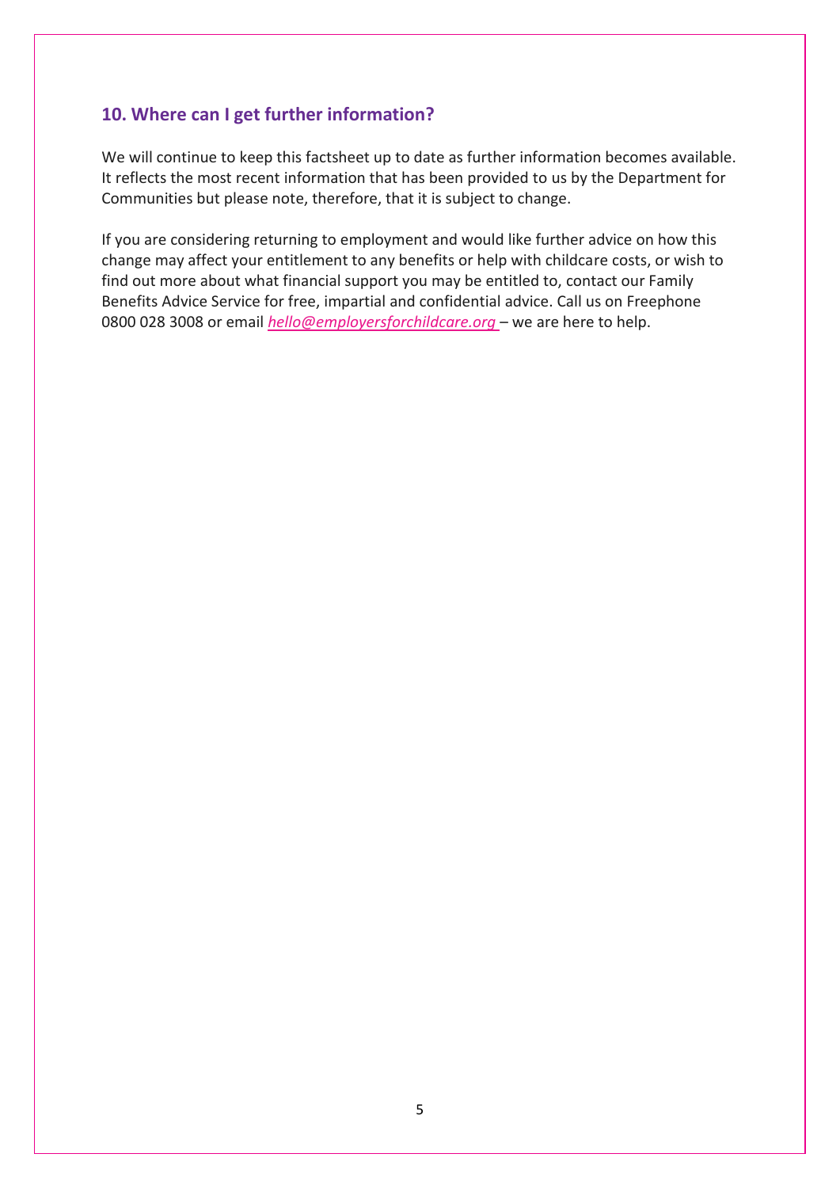## 10. Where can I get further information?

We will continue to keep this factsheet up to date as further information becomes available. It reflects the most recent information that has been provided to us by the Department for Communities but please note, therefore, that it is subject to change.

If you are considering returning to employment and would like further advice on how this change may affect your entitlement to any benefits or help with childcare costs, or wish to find out more about what financial support you may be entitled to, contact our Family Benefits Advice Service for free, impartial and confidential advice. Call us on Freephone 0800 028 3008 or email *hello@employersforchildcare.org* – we are here to help.